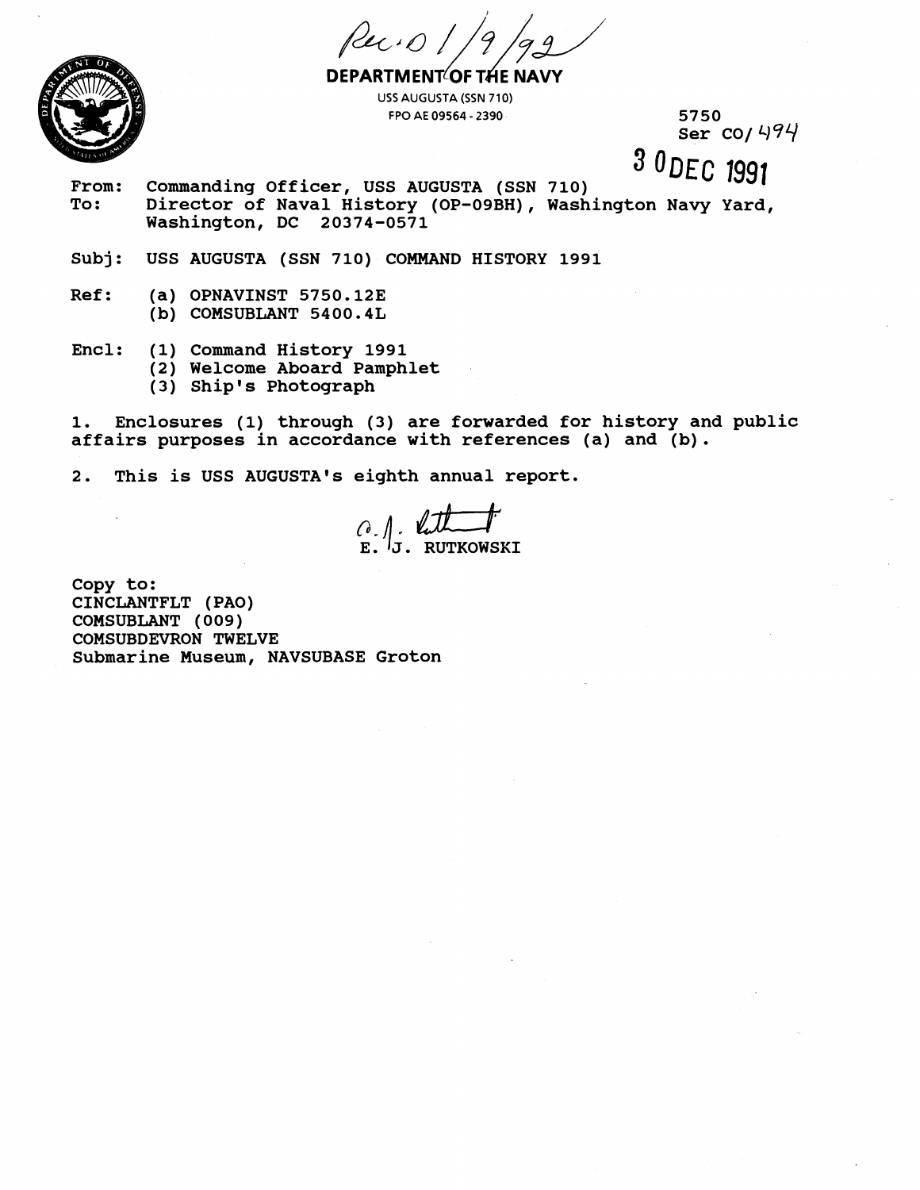Rec'd 1/9/92

**DEPARTMENT OF THE NAVY**
USS AUGUSTA (SSN 710)
FPO AE 09564 - 2390

5750
Ser CO/494

30 DEC 1991

From: Commanding Officer, USS AUGUSTA (SSN 710)
To: Director of Naval History (OP-09BH), Washington Navy Yard, Washington, DC 20374-0571

Subj: USS AUGUSTA (SSN 710) COMMAND HISTORY 1991

Ref: (a) OPNAVINST 5750.12E
(b) COMSUBLANT 5400.4L

Encl: (1) Command History 1991
(2) Welcome Aboard Pamphlet
(3) Ship's Photograph

1. Enclosures (1) through (3) are forwarded for history and public affairs purposes in accordance with references (a) and (b).

2. This is USS AUGUSTA's eighth annual report.

E. J. RUTKOWSKI

Copy to:
CINCLANTFLT (PAO)
COMSUBLANT (009)
COMSUBDEVRON TWELVE
Submarine Museum, NAVSUBASE Groton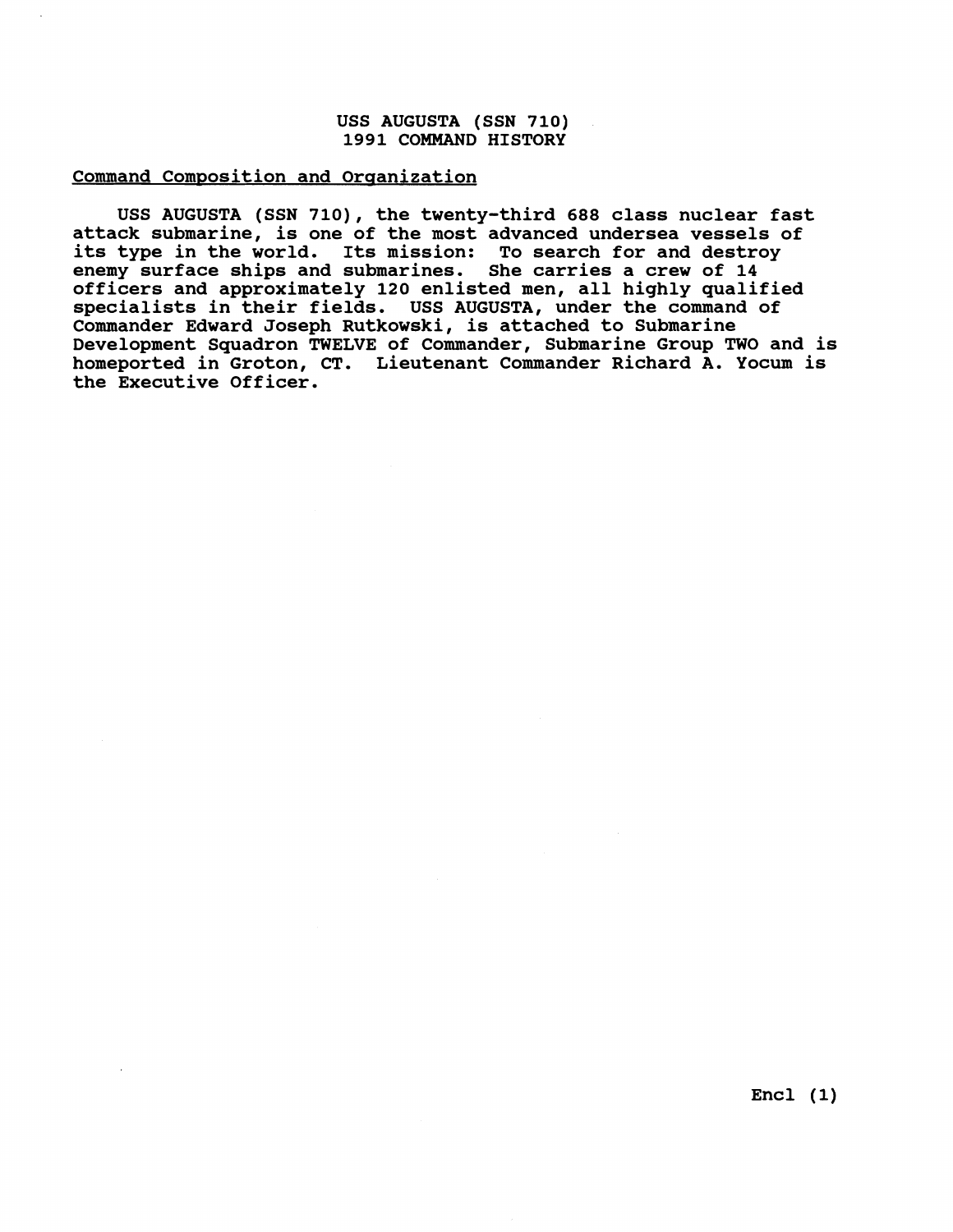# USS AUGUSTA (SSN 710)
# 1991 COMMAND HISTORY

<u>Command Composition and Organization</u>

USS AUGUSTA (SSN 710), the twenty-third 688 class nuclear fast attack submarine, is one of the most advanced undersea vessels of its type in the world. Its mission: To search for and destroy enemy surface ships and submarines. She carries a crew of 14 officers and approximately 120 enlisted men, all highly qualified specialists in their fields. USS AUGUSTA, under the command of Commander Edward Joseph Rutkowski, is attached to Submarine Development Squadron TWELVE of Commander, Submarine Group TWO and is homeported in Groton, CT. Lieutenant Commander Richard A. Yocum is the Executive Officer.

Encl (1)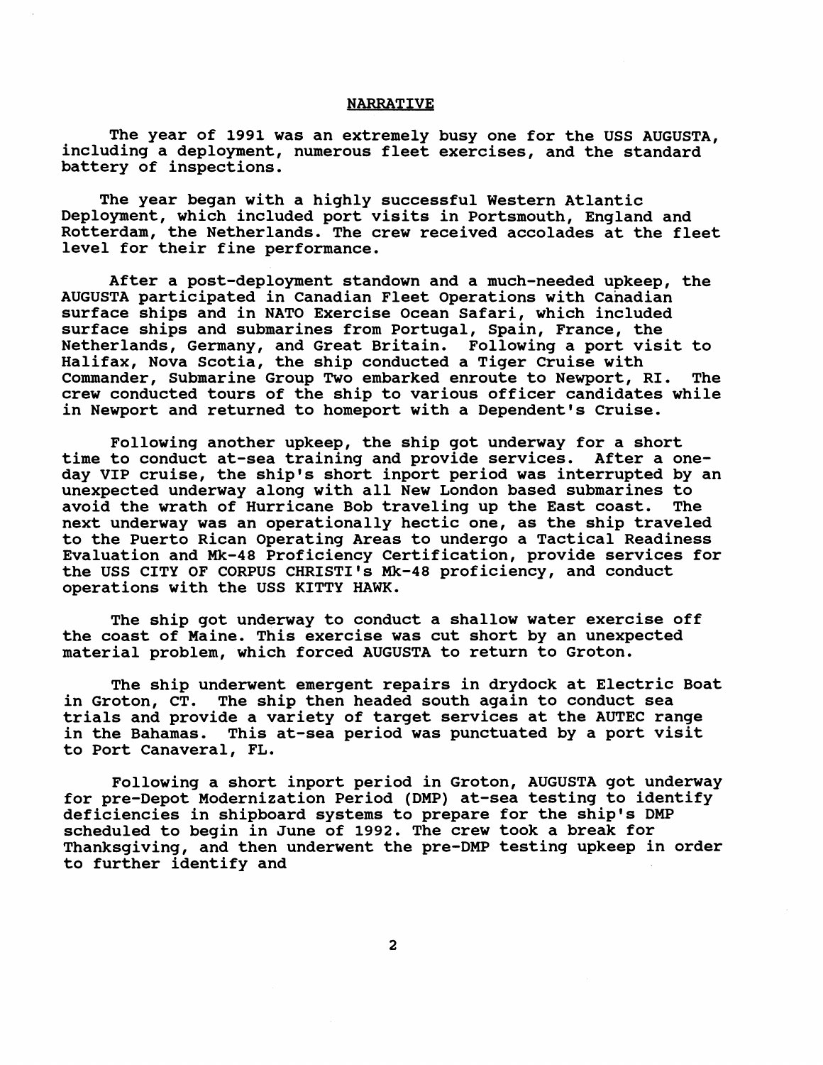## NARRATIVE

The year of 1991 was an extremely busy one for the USS AUGUSTA, including a deployment, numerous fleet exercises, and the standard battery of inspections.

The year began with a highly successful Western Atlantic Deployment, which included port visits in Portsmouth, England and Rotterdam, the Netherlands. The crew received accolades at the fleet level for their fine performance.

After a post-deployment standown and a much-needed upkeep, the AUGUSTA participated in Canadian Fleet Operations with Canadian surface ships and in NATO Exercise Ocean Safari, which included surface ships and submarines from Portugal, Spain, France, the Netherlands, Germany, and Great Britain. Following a port visit to Halifax, Nova Scotia, the ship conducted a Tiger Cruise with Commander, Submarine Group Two embarked enroute to Newport, RI. The crew conducted tours of the ship to various officer candidates while in Newport and returned to homeport with a Dependent's Cruise.

Following another upkeep, the ship got underway for a short time to conduct at-sea training and provide services. After a one-day VIP cruise, the ship's short inport period was interrupted by an unexpected underway along with all New London based submarines to avoid the wrath of Hurricane Bob traveling up the East coast. The next underway was an operationally hectic one, as the ship traveled to the Puerto Rican Operating Areas to undergo a Tactical Readiness Evaluation and Mk-48 Proficiency Certification, provide services for the USS CITY OF CORPUS CHRISTI's Mk-48 proficiency, and conduct operations with the USS KITTY HAWK.

The ship got underway to conduct a shallow water exercise off the coast of Maine. This exercise was cut short by an unexpected material problem, which forced AUGUSTA to return to Groton.

The ship underwent emergent repairs in drydock at Electric Boat in Groton, CT. The ship then headed south again to conduct sea trials and provide a variety of target services at the AUTEC range in the Bahamas. This at-sea period was punctuated by a port visit to Port Canaveral, FL.

Following a short inport period in Groton, AUGUSTA got underway for pre-Depot Modernization Period (DMP) at-sea testing to identify deficiencies in shipboard systems to prepare for the ship's DMP scheduled to begin in June of 1992. The crew took a break for Thanksgiving, and then underwent the pre-DMP testing upkeep in order to further identify and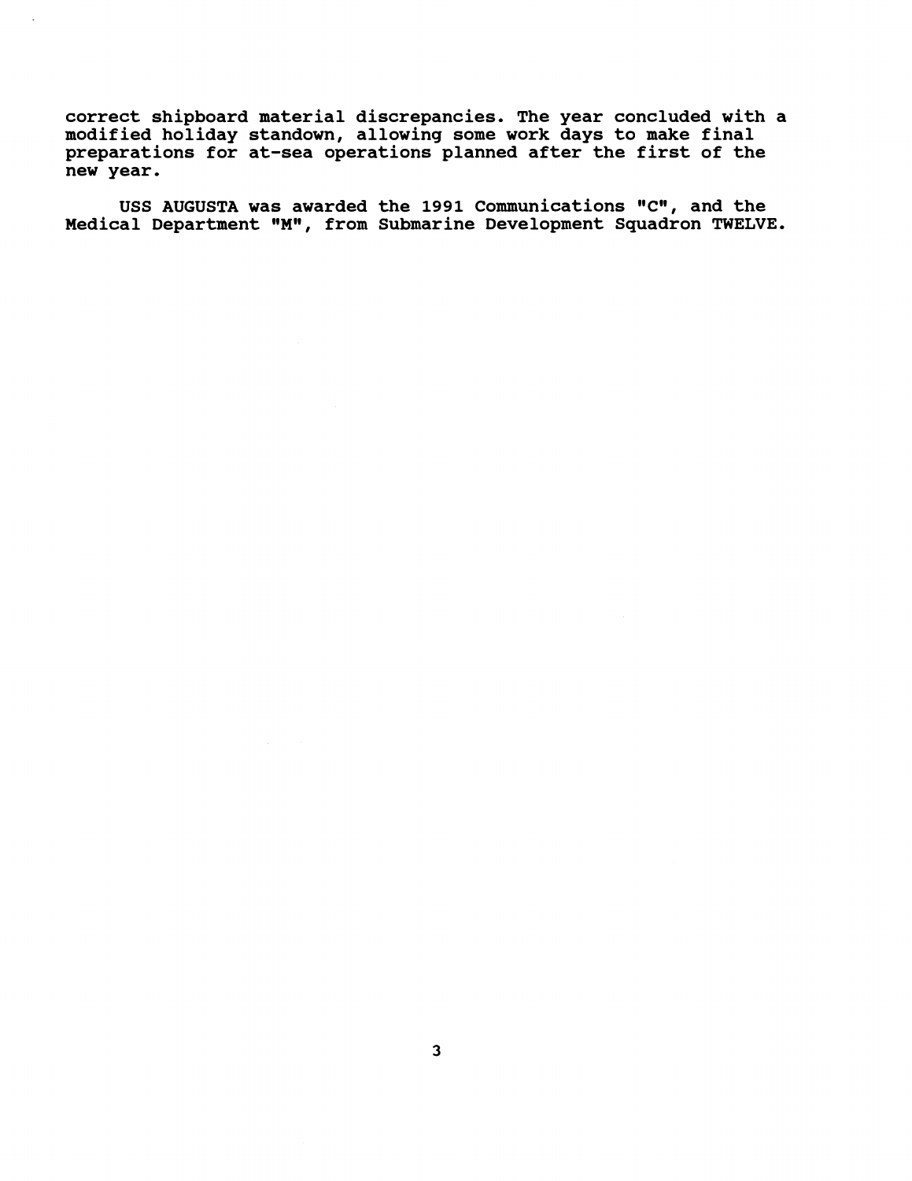correct shipboard material discrepancies. The year concluded with a modified holiday standown, allowing some work days to make final preparations for at-sea operations planned after the first of the new year.

USS AUGUSTA was awarded the 1991 Communications "C", and the Medical Department "M", from Submarine Development Squadron TWELVE.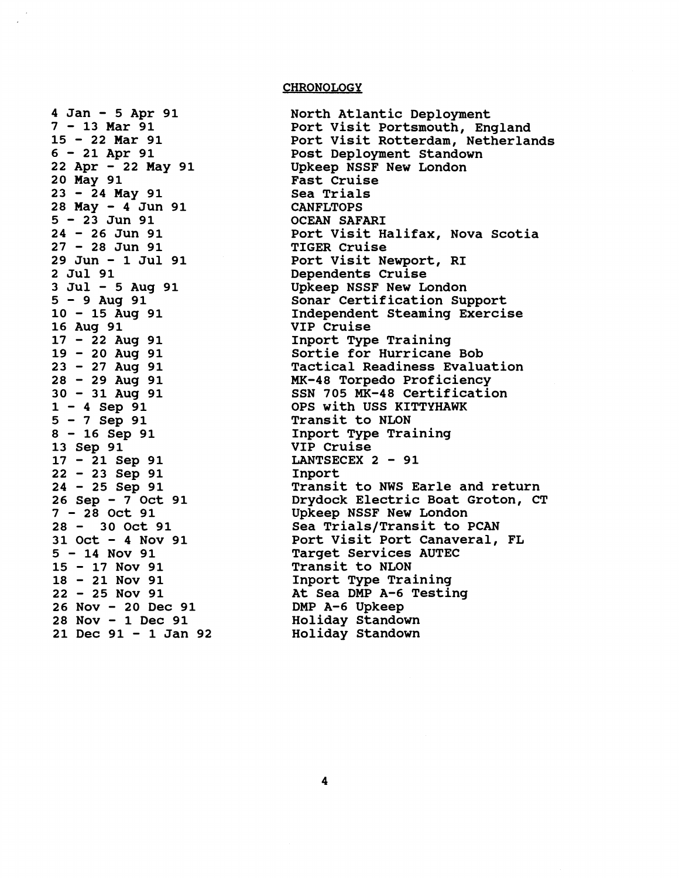## CHRONOLOGY

| | |
|---|---|
| 4 Jan - 5 Apr 91 | North Atlantic Deployment |
| 7 - 13 Mar 91 | Port Visit Portsmouth, England |
| 15 - 22 Mar 91 | Port Visit Rotterdam, Netherlands |
| 6 - 21 Apr 91 | Post Deployment Standown |
| 22 Apr - 22 May 91 | Upkeep NSSF New London |
| 20 May 91 | Fast Cruise |
| 23 - 24 May 91 | Sea Trials |
| 28 May - 4 Jun 91 | CANFLTOPS |
| 5 - 23 Jun 91 | OCEAN SAFARI |
| 24 - 26 Jun 91 | Port Visit Halifax, Nova Scotia |
| 27 - 28 Jun 91 | TIGER Cruise |
| 29 Jun - 1 Jul 91 | Port Visit Newport, RI |
| 2 Jul 91 | Dependents Cruise |
| 3 Jul - 5 Aug 91 | Upkeep NSSF New London |
| 5 - 9 Aug 91 | Sonar Certification Support |
| 10 - 15 Aug 91 | Independent Steaming Exercise |
| 16 Aug 91 | VIP Cruise |
| 17 - 22 Aug 91 | Inport Type Training |
| 19 - 20 Aug 91 | Sortie for Hurricane Bob |
| 23 - 27 Aug 91 | Tactical Readiness Evaluation |
| 28 - 29 Aug 91 | MK-48 Torpedo Proficiency |
| 30 - 31 Aug 91 | SSN 705 MK-48 Certification |
| 1 - 4 Sep 91 | OPS with USS KITTYHAWK |
| 5 - 7 Sep 91 | Transit to NLON |
| 8 - 16 Sep 91 | Inport Type Training |
| 13 Sep 91 | VIP Cruise |
| 17 - 21 Sep 91 | LANTSECEX 2 - 91 |
| 22 - 23 Sep 91 | Inport |
| 24 - 25 Sep 91 | Transit to NWS Earle and return |
| 26 Sep - 7 Oct 91 | Drydock Electric Boat Groton, CT |
| 7 - 28 Oct 91 | Upkeep NSSF New London |
| 28 - 30 Oct 91 | Sea Trials/Transit to PCAN |
| 31 Oct - 4 Nov 91 | Port Visit Port Canaveral, FL |
| 5 - 14 Nov 91 | Target Services AUTEC |
| 15 - 17 Nov 91 | Transit to NLON |
| 18 - 21 Nov 91 | Inport Type Training |
| 22 - 25 Nov 91 | At Sea DMP A-6 Testing |
| 26 Nov - 20 Dec 91 | DMP A-6 Upkeep |
| 28 Nov - 1 Dec 91 | Holiday Standown |
| 21 Dec 91 - 1 Jan 92 | Holiday Standown |